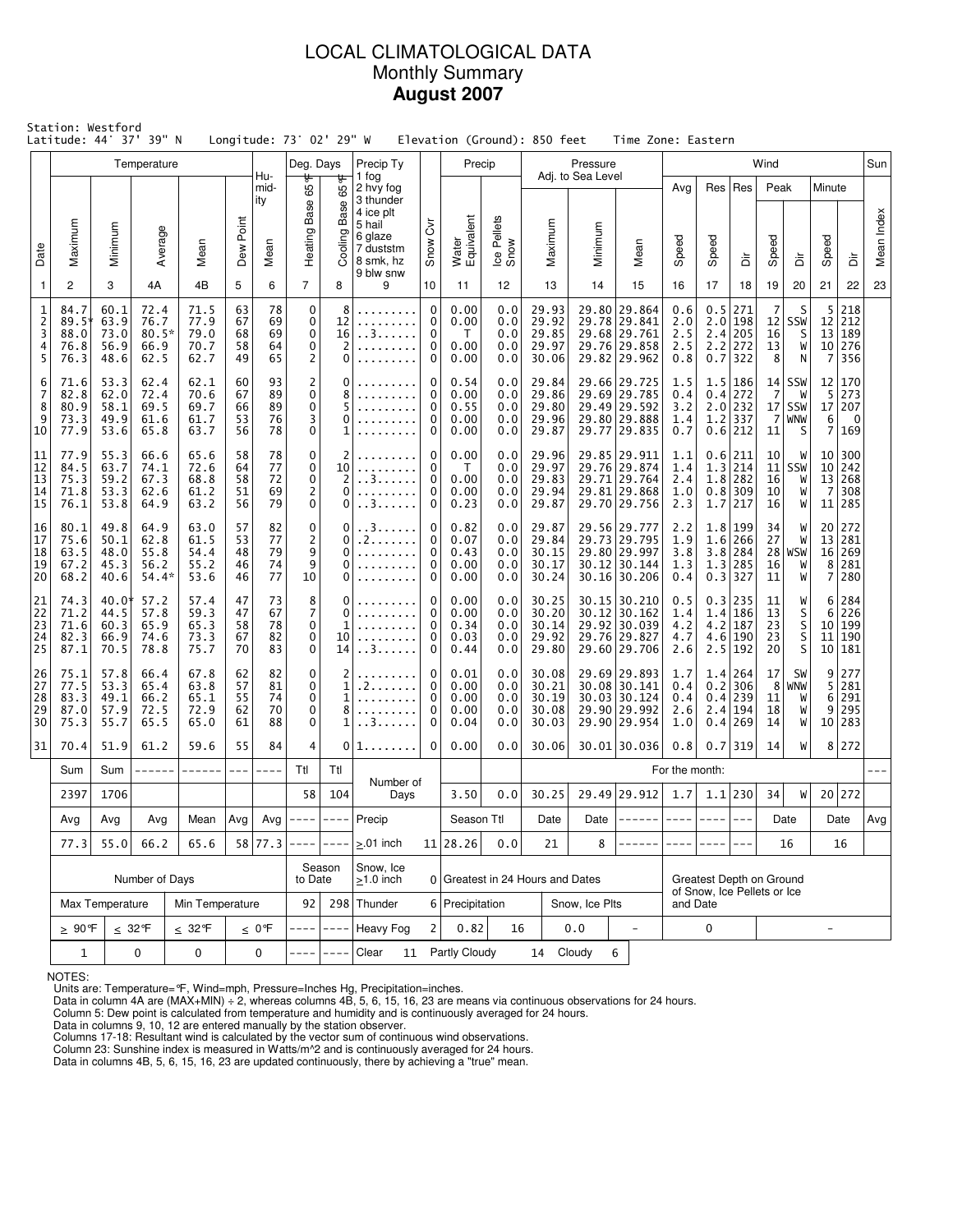# LOCAL CLIMATOLOGICAL DATA
## Monthly Summary
## **August 2007**

Station: Westford
Latitude: 44° 37' 39" N  Longitude: 73° 02' 29" W  Elevation (Ground): 850 feet  Time Zone: Eastern

| Date | Temperature Maximum | Temperature Minimum | Temperature Average | Temperature Mean | Dew Point | Humidity Mean | Deg. Days Heating Base 65°F | Deg. Days Cooling Base 65°F | Precip Ty (1 fog, 2 hvy fog, 3 thunder, 4 ice plt, 5 hail, 6 glaze, 7 duststm, 8 smk, hz, 9 blw snw) | Snow Cvr | Precip Water Equivalent | Precip Ice Pellets Snow | Pressure Adj. to Sea Level Maximum | Pressure Minimum | Pressure Mean | Wind Avg Speed | Wind Res Speed | Wind Res Dir | Wind Peak Speed | Wind Peak Dir | Wind Minute Speed | Wind Minute Dir | Sun Mean Index |
|---|---|---|---|---|---|---|---|---|---|---|---|---|---|---|---|---|---|---|---|---|---|---|---|
| 1 | 2 | 3 | 4A | 4B | 5 | 6 | 7 | 8 | 9 | 10 | 11 | 12 | 13 | 14 | 15 | 16 | 17 | 18 | 19 | 20 | 21 | 22 | 23 |
| 1 | 84.7 | 60.1 | 72.4 | 71.5 | 63 | 78 | 0 | 8 | ......... | 0 | 0.00 | 0.0 | 29.93 | 29.80 | 29.864 | 0.6 | 0.5 | 271 | 7 | S | 5 | 218 | |
| 2 | 89.5* | 63.9 | 76.7 | 77.9 | 67 | 69 | 0 | 12 | ......... | 0 | 0.00 | 0.0 | 29.92 | 29.78 | 29.841 | 2.0 | 2.0 | 198 | 12 | SSW | 12 | 212 | |
| 3 | 88.0 | 73.0 | 80.5* | 79.0 | 68 | 69 | 0 | 16 | ..3...... | 0 | T | 0.0 | 29.85 | 29.68 | 29.761 | 2.5 | 2.4 | 205 | 16 | S | 13 | 189 | |
| 4 | 76.8 | 56.9 | 66.9 | 70.7 | 58 | 64 | 0 | 2 | ......... | 0 | 0.00 | 0.0 | 29.97 | 29.76 | 29.858 | 2.5 | 2.2 | 272 | 13 | W | 10 | 276 | |
| 5 | 76.3 | 48.6 | 62.5 | 62.7 | 49 | 65 | 2 | 0 | ......... | 0 | 0.00 | 0.0 | 30.06 | 29.82 | 29.962 | 0.8 | 0.7 | 322 | 8 | N | 7 | 356 | |
| 6 | 71.6 | 53.3 | 62.4 | 62.1 | 60 | 93 | 2 | 0 | ......... | 0 | 0.54 | 0.0 | 29.84 | 29.66 | 29.725 | 1.5 | 1.5 | 186 | 14 | SSW | 12 | 170 | |
| 7 | 82.8 | 62.0 | 72.4 | 70.6 | 67 | 89 | 0 | 8 | ......... | 0 | 0.00 | 0.0 | 29.86 | 29.69 | 29.785 | 0.4 | 0.4 | 272 | 7 | W | 5 | 273 | |
| 8 | 80.9 | 58.1 | 69.5 | 69.7 | 66 | 89 | 0 | 5 | ......... | 0 | 0.55 | 0.0 | 29.80 | 29.49 | 29.592 | 3.2 | 2.0 | 232 | 17 | SSW | 17 | 207 | |
| 9 | 73.3 | 49.9 | 61.6 | 61.7 | 53 | 76 | 3 | 0 | ......... | 0 | 0.00 | 0.0 | 29.96 | 29.80 | 29.888 | 1.4 | 1.2 | 337 | 7 | WNW | 6 | 0 | |
| 10 | 77.9 | 53.6 | 65.8 | 63.7 | 56 | 78 | 0 | 1 | ......... | 0 | 0.00 | 0.0 | 29.87 | 29.77 | 29.835 | 0.7 | 0.6 | 212 | 11 | S | 7 | 169 | |
| 11 | 77.9 | 55.3 | 66.6 | 65.6 | 58 | 78 | 0 | 2 | ......... | 0 | 0.00 | 0.0 | 29.96 | 29.85 | 29.911 | 1.1 | 0.6 | 211 | 10 | W | 10 | 300 | |
| 12 | 84.5 | 63.7 | 74.1 | 72.6 | 64 | 77 | 0 | 10 | ......... | 0 | T | 0.0 | 29.97 | 29.76 | 29.874 | 1.4 | 1.3 | 214 | 11 | SSW | 10 | 242 | |
| 13 | 75.3 | 59.2 | 67.3 | 68.8 | 58 | 72 | 0 | 2 | ..3...... | 0 | 0.00 | 0.0 | 29.83 | 29.71 | 29.764 | 2.4 | 1.8 | 282 | 16 | W | 13 | 268 | |
| 14 | 71.8 | 53.3 | 62.6 | 61.2 | 51 | 69 | 2 | 0 | ......... | 0 | 0.00 | 0.0 | 29.94 | 29.81 | 29.868 | 1.0 | 0.8 | 309 | 10 | W | 7 | 308 | |
| 15 | 76.1 | 53.8 | 64.9 | 63.2 | 56 | 79 | 0 | 0 | ..3...... | 0 | 0.23 | 0.0 | 29.87 | 29.70 | 29.756 | 2.3 | 1.7 | 217 | 16 | W | 11 | 285 | |
| 16 | 80.1 | 49.8 | 64.9 | 63.0 | 57 | 82 | 0 | 0 | ..3...... | 0 | 0.82 | 0.0 | 29.87 | 29.56 | 29.777 | 2.2 | 1.8 | 199 | 34 | W | 20 | 272 | |
| 17 | 75.6 | 50.1 | 62.8 | 61.5 | 53 | 77 | 2 | 0 | .2....... | 0 | 0.07 | 0.0 | 29.84 | 29.73 | 29.795 | 1.9 | 1.6 | 266 | 27 | W | 13 | 281 | |
| 18 | 63.5 | 48.0 | 55.8 | 54.4 | 48 | 79 | 9 | 0 | ......... | 0 | 0.43 | 0.0 | 30.15 | 29.80 | 29.997 | 3.8 | 3.8 | 284 | 28 | WSW | 16 | 269 | |
| 19 | 67.2 | 45.3 | 56.2 | 55.2 | 46 | 74 | 9 | 0 | ......... | 0 | 0.00 | 0.0 | 30.17 | 30.12 | 30.144 | 1.3 | 1.3 | 285 | 16 | W | 8 | 281 | |
| 20 | 68.2 | 40.6 | 54.4* | 53.6 | 46 | 77 | 10 | 0 | ......... | 0 | 0.00 | 0.0 | 30.24 | 30.16 | 30.206 | 0.4 | 0.3 | 327 | 11 | W | 7 | 280 | |
| 21 | 74.3 | 40.0* | 57.2 | 57.4 | 47 | 73 | 8 | 0 | ......... | 0 | 0.00 | 0.0 | 30.25 | 30.15 | 30.210 | 0.5 | 0.3 | 235 | 11 | W | 6 | 284 | |
| 22 | 71.2 | 44.5 | 57.8 | 59.3 | 47 | 67 | 7 | 0 | ......... | 0 | 0.00 | 0.0 | 30.20 | 30.12 | 30.162 | 1.4 | 1.4 | 186 | 13 | S | 6 | 226 | |
| 23 | 71.6 | 60.3 | 65.9 | 65.3 | 58 | 78 | 0 | 1 | ......... | 0 | 0.34 | 0.0 | 30.14 | 29.92 | 30.039 | 4.2 | 4.2 | 187 | 23 | S | 10 | 199 | |
| 24 | 82.3 | 66.9 | 74.6 | 73.3 | 67 | 82 | 0 | 10 | ......... | 0 | 0.03 | 0.0 | 29.92 | 29.76 | 29.827 | 4.7 | 4.6 | 190 | 23 | S | 11 | 190 | |
| 25 | 87.1 | 70.5 | 78.8 | 75.7 | 70 | 83 | 0 | 14 | ..3...... | 0 | 0.44 | 0.0 | 29.80 | 29.60 | 29.706 | 2.6 | 2.5 | 192 | 20 | S | 10 | 181 | |
| 26 | 75.1 | 57.8 | 66.4 | 67.8 | 62 | 82 | 0 | 2 | ......... | 0 | 0.01 | 0.0 | 30.08 | 29.69 | 29.893 | 1.7 | 1.4 | 264 | 17 | SW | 9 | 277 | |
| 27 | 77.5 | 53.3 | 65.4 | 63.8 | 57 | 81 | 0 | 1 | .2....... | 0 | 0.00 | 0.0 | 30.21 | 30.08 | 30.141 | 0.4 | 0.2 | 306 | 8 | WNW | 5 | 281 | |
| 28 | 83.3 | 49.1 | 66.2 | 65.1 | 55 | 74 | 0 | 1 | ......... | 0 | 0.00 | 0.0 | 30.19 | 30.03 | 30.124 | 0.4 | 0.4 | 239 | 11 | W | 6 | 291 | |
| 29 | 87.0 | 57.9 | 72.5 | 72.9 | 62 | 70 | 0 | 8 | ......... | 0 | 0.00 | 0.0 | 30.08 | 29.90 | 29.992 | 2.6 | 2.4 | 194 | 18 | W | 9 | 295 | |
| 30 | 75.3 | 55.7 | 65.5 | 65.0 | 61 | 88 | 0 | 1 | ..3...... | 0 | 0.04 | 0.0 | 30.03 | 29.90 | 29.954 | 1.0 | 0.4 | 269 | 14 | W | 10 | 283 | |
| 31 | 70.4 | 51.9 | 61.2 | 59.6 | 55 | 84 | 4 | 0 | 1........ | 0 | 0.00 | 0.0 | 30.06 | 30.01 | 30.036 | 0.8 | 0.7 | 319 | 14 | W | 8 | 272 | |

| | Sum | Sum | ------ | ------ | --- | ---- | Ttl | Ttl | Number of Days | | | | For the month: | | | | | | | | | | --- |
|---|---|---|---|---|---|---|---|---|---|---|---|---|---|---|---|---|---|---|---|---|---|---|---|
| | 2397 | 1706 | | | | | 58 | 104 | | | 3.50 | 0.0 | 30.25 | 29.49 | 29.912 | 1.7 | 1.1 | 230 | 34 | W | 20 | 272 | |
| | Avg | Avg | Avg | Mean | Avg | Avg | ---- | ---- | Precip | | Season Ttl | | Date | Date | ------ | ---- | ---- | --- | Date | | Date | | Avg |
| | 77.3 | 55.0 | 66.2 | 65.6 | 58 | 77.3 | ---- | ---- | ≥.01 inch | 11 | 28.26 | 0.0 | 21 | 8 | ------ | ---- | ---- | --- | 16 | | 16 | | |

| Number of Days | | | | Season to Date | | Snow, Ice ≥1.0 inch | 0 | Greatest in 24 Hours and Dates | | | | Greatest Depth on Ground of Snow, Ice Pellets or Ice and Date | |
|---|---|---|---|---|---|---|---|---|---|---|---|---|---|
| Max Temperature | | Min Temperature | | 92 | 298 | Thunder | 6 | Precipitation | | Snow, Ice Plts | | | |
| ≥ 90°F | ≤ 32°F | ≤ 32°F | ≤ 0°F | ---- | ---- | Heavy Fog | 2 | 0.82 | 16 | 0.0 | - | 0 | - |
| 1 | 0 | 0 | 0 | ---- | ---- | Clear 11 | | Partly Cloudy 14 | | Cloudy 6 | | | |

NOTES:
Units are: Temperature=°F, Wind=mph, Pressure=Inches Hg, Precipitation=inches.
Data in column 4A are (MAX+MIN) ÷ 2, whereas columns 4B, 5, 6, 15, 16, 23 are means via continuous observations for 24 hours.
Column 5: Dew point is calculated from temperature and humidity and is continuously averaged for 24 hours.
Data in columns 9, 10, 12 are entered manually by the station observer.
Columns 17-18: Resultant wind is calculated by the vector sum of continuous wind observations.
Column 23: Sunshine index is measured in Watts/m^2 and is continuously averaged for 24 hours.
Data in columns 4B, 5, 6, 15, 16, 23 are updated continuously, there by achieving a "true" mean.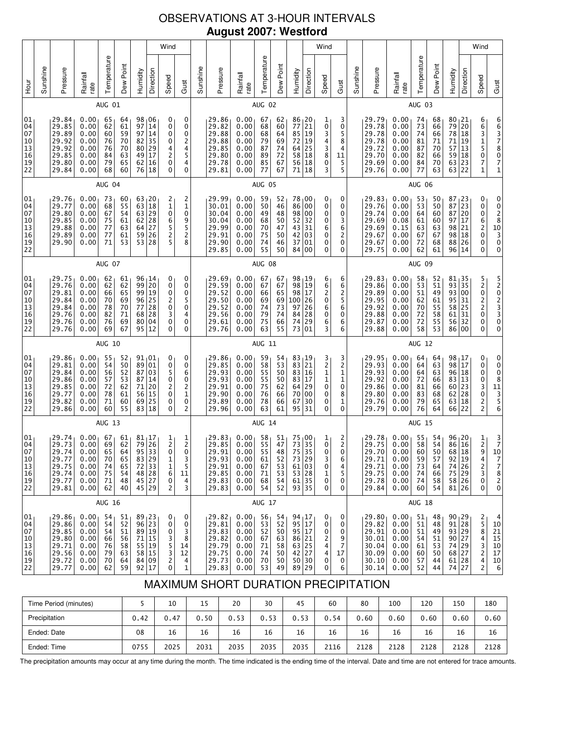# OBSERVATIONS AT 3-HOUR INTERVALS

## August 2007: Westford

### AUG 01

| Hour | Sunshine | Pressure | Rainfall rate | Temperature | Dew Point | Humidity | Wind Direction | Wind Speed | Wind Gust |
|---|---|---|---|---|---|---|---|---|---|
| 01 | | 29.84 | 0.00 | 65 | 64 | 98 | 06 | 0 | 0 |
| 04 | | 29.85 | 0.00 | 62 | 61 | 97 | 14 | 0 | 0 |
| 07 | | 29.89 | 0.00 | 60 | 59 | 97 | 14 | 0 | 0 |
| 10 | | 29.92 | 0.00 | 76 | 70 | 82 | 35 | 0 | 2 |
| 13 | | 29.92 | 0.00 | 76 | 70 | 80 | 29 | 4 | 4 |
| 16 | | 29.85 | 0.00 | 84 | 63 | 49 | 17 | 2 | 5 |
| 19 | | 29.80 | 0.00 | 79 | 65 | 62 | 16 | 0 | 4 |
| 22 | | 29.84 | 0.00 | 68 | 60 | 76 | 18 | 0 | 0 |

### AUG 02

| Hour | Sunshine | Pressure | Rainfall rate | Temperature | Dew Point | Humidity | Wind Direction | Wind Speed | Wind Gust |
|---|---|---|---|---|---|---|---|---|---|
| 01 | | 29.86 | 0.00 | 67 | 62 | 86 | 20 | 1 | 3 |
| 04 | | 29.82 | 0.00 | 68 | 60 | 77 | 21 | 0 | 0 |
| 07 | | 29.88 | 0.00 | 68 | 64 | 85 | 19 | 3 | 5 |
| 10 | | 29.88 | 0.00 | 79 | 69 | 72 | 19 | 4 | 8 |
| 13 | | 29.88 | 0.00 | 87 | 74 | 64 | 25 | 3 | 4 |
| 16 | | 29.80 | 0.00 | 89 | 72 | 58 | 18 | 8 | 11 |
| 19 | | 29.78 | 0.00 | 85 | 67 | 56 | 18 | 0 | 5 |
| 22 | | 29.81 | 0.00 | 77 | 67 | 71 | 18 | 3 | 5 |

### AUG 03

| Hour | Sunshine | Pressure | Rainfall rate | Temperature | Dew Point | Humidity | Wind Direction | Wind Speed | Wind Gust |
|---|---|---|---|---|---|---|---|---|---|
| 01 | | 29.79 | 0.00 | 74 | 68 | 80 | 21 | 6 | 6 |
| 04 | | 29.78 | 0.00 | 73 | 66 | 79 | 20 | 6 | 6 |
| 07 | | 29.78 | 0.00 | 74 | 66 | 78 | 18 | 3 | 3 |
| 10 | | 29.78 | 0.00 | 81 | 71 | 71 | 19 | 1 | 7 |
| 13 | | 29.72 | 0.00 | 87 | 70 | 57 | 13 | 5 | 8 |
| 16 | | 29.70 | 0.00 | 82 | 66 | 59 | 18 | 0 | 0 |
| 19 | | 29.69 | 0.00 | 84 | 70 | 63 | 23 | 7 | 7 |
| 22 | | 29.76 | 0.00 | 77 | 63 | 63 | 22 | 1 | 1 |

### AUG 04

| Hour | Sunshine | Pressure | Rainfall rate | Temperature | Dew Point | Humidity | Wind Direction | Wind Speed | Wind Gust |
|---|---|---|---|---|---|---|---|---|---|
| 01 | | 29.76 | 0.00 | 73 | 60 | 63 | 20 | 2 | 2 |
| 04 | | 29.77 | 0.00 | 68 | 55 | 63 | 18 | 1 | 1 |
| 07 | | 29.80 | 0.00 | 67 | 54 | 63 | 29 | 0 | 0 |
| 10 | | 29.85 | 0.00 | 75 | 61 | 62 | 28 | 6 | 9 |
| 13 | | 29.88 | 0.00 | 77 | 63 | 64 | 27 | 5 | 5 |
| 16 | | 29.89 | 0.00 | 77 | 61 | 59 | 26 | 2 | 2 |
| 19 | | 29.90 | 0.00 | 71 | 53 | 53 | 28 | 5 | 8 |
| 22 | | | | | | | | | |

### AUG 05

| Hour | Sunshine | Pressure | Rainfall rate | Temperature | Dew Point | Humidity | Wind Direction | Wind Speed | Wind Gust |
|---|---|---|---|---|---|---|---|---|---|
| 01 | | 29.99 | 0.00 | 59 | 52 | 78 | 00 | 0 | 0 |
| 04 | | 30.01 | 0.00 | 50 | 46 | 86 | 00 | 0 | 0 |
| 07 | | 30.04 | 0.00 | 49 | 48 | 98 | 00 | 0 | 0 |
| 10 | | 30.04 | 0.00 | 68 | 50 | 52 | 32 | 0 | 3 |
| 13 | | 29.99 | 0.00 | 70 | 47 | 43 | 31 | 6 | 6 |
| 16 | | 29.91 | 0.00 | 75 | 46 | 42 | 03 | 0 | 2 |
| 19 | | 29.90 | 0.00 | 74 | 46 | 37 | 01 | 0 | 0 |
| 22 | | 29.85 | 0.00 | 55 | 50 | 84 | 00 | 0 | 0 |

### AUG 06

| Hour | Sunshine | Pressure | Rainfall rate | Temperature | Dew Point | Humidity | Wind Direction | Wind Speed | Wind Gust |
|---|---|---|---|---|---|---|---|---|---|
| 01 | | 29.83 | 0.00 | 53 | 50 | 87 | 23 | 0 | 0 |
| 04 | | 29.76 | 0.00 | 53 | 50 | 87 | 23 | 0 | 0 |
| 07 | | 29.74 | 0.00 | 64 | 60 | 87 | 20 | 0 | 2 |
| 10 | | 29.69 | 0.08 | 61 | 60 | 97 | 17 | 6 | 8 |
| 13 | | 29.69 | 0.15 | 63 | 63 | 98 | 21 | 2 | 10 |
| 16 | | 29.67 | 0.00 | 67 | 67 | 98 | 18 | 0 | 3 |
| 19 | | 29.67 | 0.00 | 72 | 68 | 88 | 26 | 0 | 0 |
| 22 | | 29.75 | 0.00 | 62 | 61 | 96 | 14 | 0 | 0 |

### AUG 07

| Hour | Sunshine | Pressure | Rainfall rate | Temperature | Dew Point | Humidity | Wind Direction | Wind Speed | Wind Gust |
|---|---|---|---|---|---|---|---|---|---|
| 01 | | 29.75 | 0.00 | 62 | 61 | 96 | 14 | 0 | 0 |
| 04 | | 29.76 | 0.00 | 62 | 62 | 99 | 20 | 0 | 0 |
| 07 | | 29.81 | 0.00 | 66 | 65 | 99 | 19 | 0 | 0 |
| 10 | | 29.84 | 0.00 | 70 | 69 | 96 | 25 | 2 | 5 |
| 13 | | 29.84 | 0.00 | 78 | 70 | 77 | 28 | 0 | 0 |
| 16 | | 29.76 | 0.00 | 82 | 71 | 68 | 28 | 3 | 4 |
| 19 | | 29.76 | 0.00 | 76 | 69 | 80 | 04 | 0 | 0 |
| 22 | | 29.76 | 0.00 | 69 | 67 | 95 | 12 | 0 | 0 |

### AUG 08

| Hour | Sunshine | Pressure | Rainfall rate | Temperature | Dew Point | Humidity | Wind Direction | Wind Speed | Wind Gust |
|---|---|---|---|---|---|---|---|---|---|
| 01 | | 29.69 | 0.00 | 67 | 67 | 98 | 19 | 6 | 6 |
| 04 | | 29.59 | 0.00 | 67 | 67 | 98 | 19 | 6 | 6 |
| 07 | | 29.52 | 0.00 | 66 | 65 | 98 | 17 | 2 | 2 |
| 10 | | 29.50 | 0.00 | 69 | 69 | 100 | 26 | 0 | 5 |
| 13 | | 29.52 | 0.00 | 74 | 73 | 97 | 26 | 6 | 6 |
| 16 | | 29.56 | 0.00 | 79 | 74 | 84 | 28 | 0 | 0 |
| 19 | | 29.61 | 0.00 | 75 | 66 | 74 | 29 | 6 | 6 |
| 22 | | 29.76 | 0.00 | 63 | 55 | 73 | 01 | 3 | 6 |

### AUG 09

| Hour | Sunshine | Pressure | Rainfall rate | Temperature | Dew Point | Humidity | Wind Direction | Wind Speed | Wind Gust |
|---|---|---|---|---|---|---|---|---|---|
| 01 | | 29.83 | 0.00 | 58 | 52 | 81 | 35 | 5 | 5 |
| 04 | | 29.86 | 0.00 | 53 | 51 | 93 | 35 | 2 | 2 |
| 07 | | 29.89 | 0.00 | 51 | 49 | 93 | 00 | 0 | 0 |
| 10 | | 29.95 | 0.00 | 62 | 61 | 95 | 31 | 2 | 2 |
| 13 | | 29.92 | 0.00 | 70 | 55 | 58 | 25 | 2 | 3 |
| 16 | | 29.88 | 0.00 | 72 | 58 | 61 | 31 | 0 | 3 |
| 19 | | 29.87 | 0.00 | 72 | 55 | 56 | 32 | 0 | 0 |
| 22 | | 29.88 | 0.00 | 58 | 53 | 86 | 00 | 0 | 0 |

### AUG 10

| Hour | Sunshine | Pressure | Rainfall rate | Temperature | Dew Point | Humidity | Wind Direction | Wind Speed | Wind Gust |
|---|---|---|---|---|---|---|---|---|---|
| 01 | | 29.86 | 0.00 | 55 | 52 | 91 | 01 | 0 | 0 |
| 04 | | 29.81 | 0.00 | 54 | 50 | 89 | 01 | 0 | 0 |
| 07 | | 29.84 | 0.00 | 56 | 52 | 87 | 03 | 5 | 6 |
| 10 | | 29.86 | 0.00 | 57 | 53 | 87 | 14 | 0 | 0 |
| 13 | | 29.85 | 0.00 | 72 | 62 | 71 | 20 | 2 | 2 |
| 16 | | 29.77 | 0.00 | 78 | 61 | 56 | 15 | 0 | 1 |
| 19 | | 29.82 | 0.00 | 71 | 60 | 69 | 25 | 0 | 0 |
| 22 | | 29.86 | 0.00 | 60 | 55 | 83 | 18 | 0 | 2 |

### AUG 11

| Hour | Sunshine | Pressure | Rainfall rate | Temperature | Dew Point | Humidity | Wind Direction | Wind Speed | Wind Gust |
|---|---|---|---|---|---|---|---|---|---|
| 01 | | 29.86 | 0.00 | 59 | 54 | 83 | 19 | 3 | 3 |
| 04 | | 29.85 | 0.00 | 58 | 53 | 83 | 21 | 2 | 2 |
| 07 | | 29.93 | 0.00 | 55 | 50 | 83 | 16 | 1 | 1 |
| 10 | | 29.93 | 0.00 | 55 | 50 | 83 | 17 | 1 | 1 |
| 13 | | 29.91 | 0.00 | 75 | 62 | 64 | 29 | 0 | 0 |
| 16 | | 29.90 | 0.00 | 76 | 66 | 70 | 00 | 0 | 8 |
| 19 | | 29.89 | 0.00 | 78 | 66 | 67 | 30 | 0 | 1 |
| 22 | | 29.96 | 0.00 | 63 | 61 | 95 | 31 | 0 | 0 |

### AUG 12

| Hour | Sunshine | Pressure | Rainfall rate | Temperature | Dew Point | Humidity | Wind Direction | Wind Speed | Wind Gust |
|---|---|---|---|---|---|---|---|---|---|
| 01 | | 29.95 | 0.00 | 64 | 64 | 98 | 17 | 0 | 0 |
| 04 | | 29.93 | 0.00 | 64 | 63 | 98 | 17 | 0 | 0 |
| 07 | | 29.93 | 0.00 | 64 | 63 | 96 | 18 | 0 | 0 |
| 10 | | 29.92 | 0.00 | 72 | 66 | 83 | 13 | 0 | 8 |
| 13 | | 29.86 | 0.00 | 81 | 66 | 60 | 23 | 3 | 11 |
| 16 | | 29.80 | 0.00 | 83 | 68 | 62 | 28 | 0 | 3 |
| 19 | | 29.76 | 0.00 | 79 | 65 | 63 | 18 | 2 | 5 |
| 22 | | 29.79 | 0.00 | 76 | 64 | 66 | 22 | 2 | 6 |

### AUG 13

| Hour | Sunshine | Pressure | Rainfall rate | Temperature | Dew Point | Humidity | Wind Direction | Wind Speed | Wind Gust |
|---|---|---|---|---|---|---|---|---|---|
| 01 | | 29.74 | 0.00 | 67 | 61 | 81 | 17 | 1 | 1 |
| 04 | | 29.73 | 0.00 | 69 | 62 | 79 | 26 | 2 | 2 |
| 07 | | 29.74 | 0.00 | 65 | 64 | 95 | 33 | 0 | 0 |
| 10 | | 29.77 | 0.00 | 70 | 65 | 83 | 29 | 1 | 3 |
| 13 | | 29.75 | 0.00 | 74 | 65 | 72 | 33 | 1 | 5 |
| 16 | | 29.74 | 0.00 | 75 | 54 | 48 | 28 | 6 | 11 |
| 19 | | 29.77 | 0.00 | 71 | 48 | 45 | 27 | 0 | 4 |
| 22 | | 29.81 | 0.00 | 62 | 40 | 45 | 29 | 2 | 3 |

### AUG 14

| Hour | Sunshine | Pressure | Rainfall rate | Temperature | Dew Point | Humidity | Wind Direction | Wind Speed | Wind Gust |
|---|---|---|---|---|---|---|---|---|---|
| 01 | | 29.83 | 0.00 | 58 | 51 | 75 | 00 | 1 | 2 |
| 04 | | 29.85 | 0.00 | 55 | 47 | 73 | 35 | 0 | 2 |
| 07 | | 29.91 | 0.00 | 55 | 48 | 75 | 35 | 0 | 0 |
| 10 | | 29.93 | 0.00 | 61 | 52 | 73 | 29 | 3 | 6 |
| 13 | | 29.91 | 0.00 | 67 | 53 | 61 | 03 | 0 | 4 |
| 16 | | 29.85 | 0.00 | 71 | 53 | 53 | 28 | 1 | 5 |
| 19 | | 29.83 | 0.00 | 68 | 54 | 61 | 35 | 0 | 0 |
| 22 | | 29.83 | 0.00 | 54 | 52 | 93 | 35 | 0 | 0 |

### AUG 15

| Hour | Sunshine | Pressure | Rainfall rate | Temperature | Dew Point | Humidity | Wind Direction | Wind Speed | Wind Gust |
|---|---|---|---|---|---|---|---|---|---|
| 01 | | 29.78 | 0.00 | 55 | 54 | 96 | 20 | 1 | 3 |
| 04 | | 29.75 | 0.00 | 58 | 54 | 86 | 16 | 2 | 7 |
| 07 | | 29.70 | 0.00 | 60 | 50 | 68 | 18 | 9 | 10 |
| 10 | | 29.71 | 0.00 | 59 | 57 | 92 | 19 | 4 | 7 |
| 13 | | 29.71 | 0.00 | 73 | 64 | 74 | 26 | 2 | 7 |
| 16 | | 29.75 | 0.00 | 74 | 66 | 75 | 29 | 3 | 8 |
| 19 | | 29.78 | 0.00 | 74 | 58 | 58 | 26 | 0 | 2 |
| 22 | | 29.84 | 0.00 | 60 | 54 | 81 | 26 | 0 | 0 |

### AUG 16

| Hour | Sunshine | Pressure | Rainfall rate | Temperature | Dew Point | Humidity | Wind Direction | Wind Speed | Wind Gust |
|---|---|---|---|---|---|---|---|---|---|
| 01 | | 29.86 | 0.00 | 54 | 51 | 89 | 23 | 0 | 0 |
| 04 | | 29.86 | 0.00 | 54 | 52 | 96 | 23 | 0 | 0 |
| 07 | | 29.85 | 0.00 | 54 | 51 | 89 | 19 | 0 | 3 |
| 10 | | 29.80 | 0.00 | 66 | 56 | 71 | 15 | 3 | 8 |
| 13 | | 29.71 | 0.00 | 76 | 58 | 55 | 19 | 5 | 14 |
| 16 | | 29.56 | 0.00 | 79 | 63 | 58 | 15 | 3 | 12 |
| 19 | | 29.72 | 0.00 | 70 | 64 | 84 | 09 | 2 | 4 |
| 22 | | 29.77 | 0.00 | 62 | 59 | 92 | 17 | 0 | 1 |

### AUG 17

| Hour | Sunshine | Pressure | Rainfall rate | Temperature | Dew Point | Humidity | Wind Direction | Wind Speed | Wind Gust |
|---|---|---|---|---|---|---|---|---|---|
| 01 | | 29.82 | 0.00 | 56 | 54 | 94 | 17 | 0 | 0 |
| 04 | | 29.81 | 0.00 | 53 | 52 | 95 | 17 | 0 | 0 |
| 07 | | 29.83 | 0.00 | 52 | 50 | 95 | 17 | 0 | 0 |
| 10 | | 29.82 | 0.00 | 67 | 63 | 86 | 21 | 2 | 9 |
| 13 | | 29.79 | 0.00 | 71 | 58 | 63 | 25 | 4 | 7 |
| 16 | | 29.75 | 0.00 | 74 | 50 | 42 | 27 | 4 | 17 |
| 19 | | 29.73 | 0.00 | 70 | 50 | 50 | 30 | 0 | 0 |
| 22 | | 29.83 | 0.00 | 53 | 49 | 89 | 29 | 0 | 6 |

### AUG 18

| Hour | Sunshine | Pressure | Rainfall rate | Temperature | Dew Point | Humidity | Wind Direction | Wind Speed | Wind Gust |
|---|---|---|---|---|---|---|---|---|---|
| 01 | | 29.80 | 0.00 | 51 | 48 | 90 | 29 | 2 | 4 |
| 04 | | 29.82 | 0.00 | 51 | 48 | 91 | 28 | 5 | 10 |
| 07 | | 29.91 | 0.00 | 51 | 49 | 93 | 29 | 8 | 21 |
| 10 | | 30.01 | 0.00 | 54 | 51 | 90 | 27 | 4 | 15 |
| 13 | | 30.04 | 0.00 | 61 | 53 | 74 | 29 | 3 | 10 |
| 16 | | 30.09 | 0.00 | 60 | 50 | 68 | 27 | 2 | 17 |
| 19 | | 30.10 | 0.00 | 57 | 44 | 61 | 28 | 4 | 10 |
| 22 | | 30.14 | 0.00 | 52 | 44 | 74 | 27 | 2 | 6 |

## MAXIMUM SHORT DURATION PRECIPITATION

| Time Period (minutes) | 5 | 10 | 15 | 20 | 30 | 45 | 60 | 80 | 100 | 120 | 150 | 180 |
|---|---|---|---|---|---|---|---|---|---|---|---|---|
| Precipitation | 0.42 | 0.47 | 0.50 | 0.53 | 0.53 | 0.53 | 0.54 | 0.60 | 0.60 | 0.60 | 0.60 | 0.60 |
| Ended: Date | 08 | 16 | 16 | 16 | 16 | 16 | 16 | 16 | 16 | 16 | 16 | 16 |
| Ended: Time | 0755 | 2025 | 2031 | 2035 | 2035 | 2035 | 2116 | 2128 | 2128 | 2128 | 2128 | 2128 |

The precipitation amounts may occur at any time during the month. The time indicated is the ending time of the interval. Date and time are not entered for trace amounts.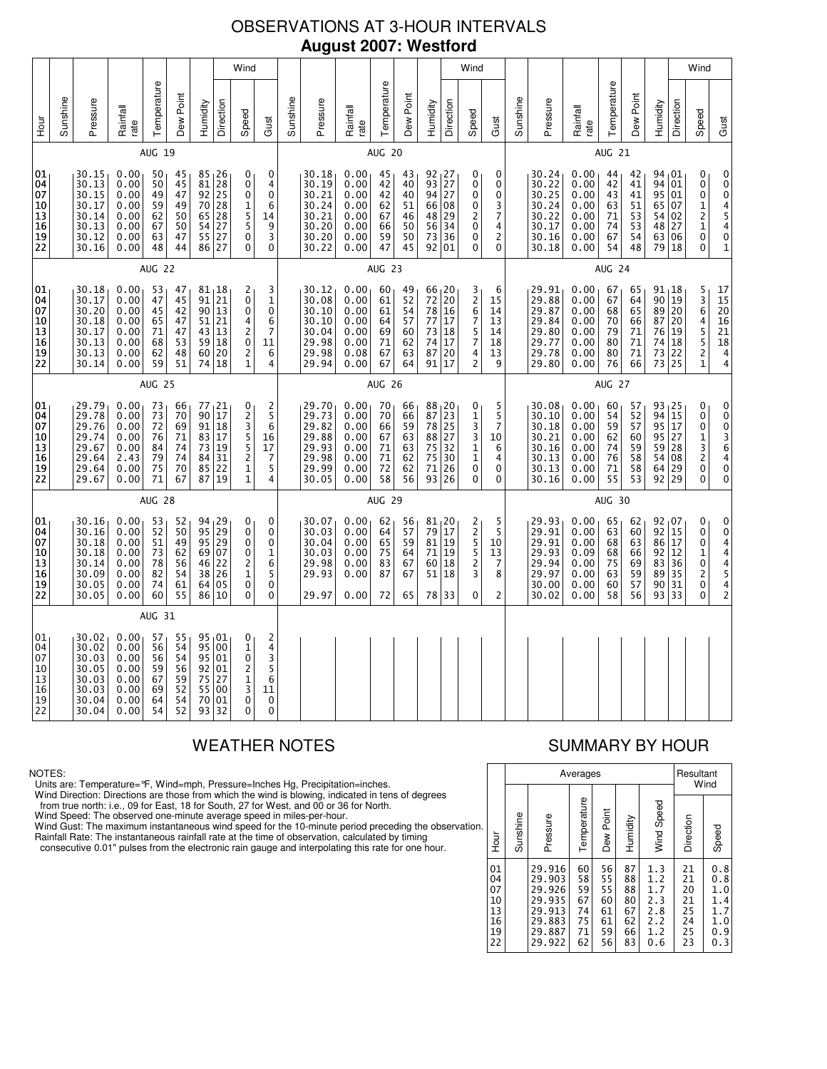# OBSERVATIONS AT 3-HOUR INTERVALS

## August 2007: Westford

Wind columns: Direction, Speed, Gust.

### AUG 19

| Hour | Sunshine | Pressure | Rainfall rate | Temperature | Dew Point | Humidity | Wind Direction | Wind Speed | Wind Gust |
|---|---|---|---|---|---|---|---|---|---|
| 01 | | 30.15 | 0.00 | 50 | 45 | 85 | 26 | 0 | 0 |
| 04 | | 30.13 | 0.00 | 50 | 45 | 81 | 28 | 0 | 4 |
| 07 | | 30.15 | 0.00 | 49 | 47 | 92 | 25 | 0 | 0 |
| 10 | | 30.17 | 0.00 | 59 | 49 | 70 | 28 | 1 | 6 |
| 13 | | 30.14 | 0.00 | 62 | 50 | 65 | 28 | 5 | 14 |
| 16 | | 30.13 | 0.00 | 67 | 50 | 54 | 27 | 5 | 9 |
| 19 | | 30.12 | 0.00 | 63 | 47 | 55 | 27 | 0 | 3 |
| 22 | | 30.16 | 0.00 | 48 | 44 | 86 | 27 | 0 | 0 |

### AUG 20

| Hour | Sunshine | Pressure | Rainfall rate | Temperature | Dew Point | Humidity | Wind Direction | Wind Speed | Wind Gust |
|---|---|---|---|---|---|---|---|---|---|
| 01 | | 30.18 | 0.00 | 45 | 43 | 92 | 27 | 0 | 0 |
| 04 | | 30.19 | 0.00 | 42 | 40 | 93 | 27 | 0 | 0 |
| 07 | | 30.21 | 0.00 | 42 | 40 | 94 | 27 | 0 | 0 |
| 10 | | 30.24 | 0.00 | 62 | 51 | 66 | 08 | 0 | 3 |
| 13 | | 30.21 | 0.00 | 67 | 46 | 48 | 29 | 2 | 7 |
| 16 | | 30.20 | 0.00 | 66 | 50 | 56 | 34 | 0 | 4 |
| 19 | | 30.20 | 0.00 | 59 | 50 | 73 | 36 | 0 | 2 |
| 22 | | 30.22 | 0.00 | 47 | 45 | 92 | 01 | 0 | 0 |

### AUG 21

| Hour | Sunshine | Pressure | Rainfall rate | Temperature | Dew Point | Humidity | Wind Direction | Wind Speed | Wind Gust |
|---|---|---|---|---|---|---|---|---|---|
| 01 | | 30.24 | 0.00 | 44 | 42 | 94 | 01 | 0 | 0 |
| 04 | | 30.22 | 0.00 | 42 | 41 | 94 | 01 | 0 | 0 |
| 07 | | 30.25 | 0.00 | 43 | 41 | 95 | 01 | 0 | 0 |
| 10 | | 30.24 | 0.00 | 63 | 51 | 65 | 07 | 1 | 4 |
| 13 | | 30.22 | 0.00 | 71 | 53 | 54 | 02 | 2 | 5 |
| 16 | | 30.17 | 0.00 | 74 | 53 | 48 | 27 | 1 | 4 |
| 19 | | 30.16 | 0.00 | 67 | 54 | 63 | 06 | 0 | 0 |
| 22 | | 30.18 | 0.00 | 54 | 48 | 79 | 18 | 0 | 1 |

### AUG 22

| Hour | Sunshine | Pressure | Rainfall rate | Temperature | Dew Point | Humidity | Wind Direction | Wind Speed | Wind Gust |
|---|---|---|---|---|---|---|---|---|---|
| 01 | | 30.18 | 0.00 | 53 | 47 | 81 | 18 | 2 | 3 |
| 04 | | 30.17 | 0.00 | 47 | 45 | 91 | 21 | 0 | 1 |
| 07 | | 30.20 | 0.00 | 45 | 42 | 90 | 13 | 0 | 0 |
| 10 | | 30.18 | 0.00 | 65 | 47 | 51 | 21 | 4 | 6 |
| 13 | | 30.17 | 0.00 | 71 | 47 | 43 | 13 | 2 | 7 |
| 16 | | 30.13 | 0.00 | 68 | 53 | 59 | 18 | 0 | 11 |
| 19 | | 30.13 | 0.00 | 62 | 48 | 60 | 20 | 2 | 6 |
| 22 | | 30.14 | 0.00 | 59 | 51 | 74 | 18 | 1 | 4 |

### AUG 23

| Hour | Sunshine | Pressure | Rainfall rate | Temperature | Dew Point | Humidity | Wind Direction | Wind Speed | Wind Gust |
|---|---|---|---|---|---|---|---|---|---|
| 01 | | 30.12 | 0.00 | 60 | 49 | 66 | 20 | 3 | 6 |
| 04 | | 30.08 | 0.00 | 61 | 52 | 72 | 20 | 2 | 15 |
| 07 | | 30.10 | 0.00 | 61 | 54 | 78 | 16 | 6 | 14 |
| 10 | | 30.10 | 0.00 | 64 | 57 | 77 | 17 | 7 | 13 |
| 13 | | 30.04 | 0.00 | 69 | 60 | 73 | 18 | 5 | 14 |
| 16 | | 29.98 | 0.00 | 71 | 62 | 74 | 17 | 7 | 18 |
| 19 | | 29.98 | 0.08 | 67 | 63 | 87 | 20 | 4 | 13 |
| 22 | | 29.94 | 0.00 | 67 | 64 | 91 | 17 | 2 | 9 |

### AUG 24

| Hour | Sunshine | Pressure | Rainfall rate | Temperature | Dew Point | Humidity | Wind Direction | Wind Speed | Wind Gust |
|---|---|---|---|---|---|---|---|---|---|
| 01 | | 29.91 | 0.00 | 67 | 65 | 91 | 18 | 5 | 17 |
| 04 | | 29.88 | 0.00 | 67 | 64 | 90 | 19 | 3 | 15 |
| 07 | | 29.87 | 0.00 | 68 | 65 | 89 | 20 | 6 | 20 |
| 10 | | 29.84 | 0.00 | 70 | 66 | 87 | 20 | 4 | 16 |
| 13 | | 29.80 | 0.00 | 79 | 71 | 76 | 19 | 5 | 21 |
| 16 | | 29.77 | 0.00 | 80 | 71 | 74 | 18 | 5 | 18 |
| 19 | | 29.78 | 0.00 | 80 | 71 | 73 | 22 | 2 | 4 |
| 22 | | 29.80 | 0.00 | 76 | 66 | 73 | 25 | 1 | 4 |

### AUG 25

| Hour | Sunshine | Pressure | Rainfall rate | Temperature | Dew Point | Humidity | Wind Direction | Wind Speed | Wind Gust |
|---|---|---|---|---|---|---|---|---|---|
| 01 | | 29.79 | 0.00 | 73 | 66 | 77 | 21 | 0 | 2 |
| 04 | | 29.78 | 0.00 | 73 | 70 | 90 | 17 | 2 | 5 |
| 07 | | 29.76 | 0.00 | 72 | 69 | 91 | 18 | 3 | 6 |
| 10 | | 29.74 | 0.00 | 76 | 71 | 83 | 17 | 5 | 16 |
| 13 | | 29.67 | 0.00 | 84 | 74 | 73 | 19 | 5 | 17 |
| 16 | | 29.64 | 2.43 | 79 | 74 | 84 | 31 | 2 | 7 |
| 19 | | 29.64 | 0.00 | 75 | 70 | 85 | 22 | 1 | 5 |
| 22 | | 29.67 | 0.00 | 71 | 67 | 87 | 19 | 1 | 4 |

### AUG 26

| Hour | Sunshine | Pressure | Rainfall rate | Temperature | Dew Point | Humidity | Wind Direction | Wind Speed | Wind Gust |
|---|---|---|---|---|---|---|---|---|---|
| 01 | | 29.70 | 0.00 | 70 | 66 | 88 | 20 | 0 | 5 |
| 04 | | 29.73 | 0.00 | 70 | 66 | 87 | 23 | 1 | 5 |
| 07 | | 29.82 | 0.00 | 66 | 59 | 78 | 25 | 3 | 7 |
| 10 | | 29.88 | 0.00 | 67 | 63 | 88 | 27 | 3 | 10 |
| 13 | | 29.93 | 0.00 | 71 | 63 | 75 | 32 | 1 | 6 |
| 16 | | 29.98 | 0.00 | 71 | 62 | 75 | 30 | 1 | 4 |
| 19 | | 29.99 | 0.00 | 72 | 62 | 71 | 26 | 0 | 0 |
| 22 | | 30.05 | 0.00 | 58 | 56 | 93 | 26 | 0 | 0 |

### AUG 27

| Hour | Sunshine | Pressure | Rainfall rate | Temperature | Dew Point | Humidity | Wind Direction | Wind Speed | Wind Gust |
|---|---|---|---|---|---|---|---|---|---|
| 01 | | 30.08 | 0.00 | 60 | 57 | 93 | 25 | 0 | 0 |
| 04 | | 30.10 | 0.00 | 54 | 52 | 94 | 15 | 0 | 0 |
| 07 | | 30.18 | 0.00 | 59 | 57 | 95 | 17 | 0 | 0 |
| 10 | | 30.21 | 0.00 | 62 | 60 | 95 | 27 | 1 | 3 |
| 13 | | 30.16 | 0.00 | 74 | 59 | 59 | 28 | 3 | 6 |
| 16 | | 30.13 | 0.00 | 76 | 58 | 54 | 08 | 2 | 4 |
| 19 | | 30.13 | 0.00 | 71 | 58 | 64 | 29 | 0 | 0 |
| 22 | | 30.16 | 0.00 | 55 | 53 | 92 | 29 | 0 | 0 |

### AUG 28

| Hour | Sunshine | Pressure | Rainfall rate | Temperature | Dew Point | Humidity | Wind Direction | Wind Speed | Wind Gust |
|---|---|---|---|---|---|---|---|---|---|
| 01 | | 30.16 | 0.00 | 53 | 52 | 94 | 29 | 0 | 0 |
| 04 | | 30.16 | 0.00 | 52 | 50 | 95 | 29 | 0 | 0 |
| 07 | | 30.18 | 0.00 | 51 | 49 | 95 | 29 | 0 | 0 |
| 10 | | 30.18 | 0.00 | 73 | 62 | 69 | 07 | 0 | 1 |
| 13 | | 30.14 | 0.00 | 78 | 56 | 46 | 22 | 2 | 6 |
| 16 | | 30.09 | 0.00 | 82 | 54 | 38 | 26 | 1 | 5 |
| 19 | | 30.05 | 0.00 | 74 | 61 | 64 | 05 | 0 | 0 |
| 22 | | 30.05 | 0.00 | 60 | 55 | 86 | 10 | 0 | 0 |

### AUG 29

| Hour | Sunshine | Pressure | Rainfall rate | Temperature | Dew Point | Humidity | Wind Direction | Wind Speed | Wind Gust |
|---|---|---|---|---|---|---|---|---|---|
| 01 | | 30.07 | 0.00 | 62 | 56 | 81 | 20 | 2 | 5 |
| 04 | | 30.03 | 0.00 | 64 | 57 | 79 | 17 | 2 | 5 |
| 07 | | 30.04 | 0.00 | 65 | 59 | 81 | 19 | 5 | 10 |
| 10 | | 30.03 | 0.00 | 75 | 64 | 71 | 19 | 5 | 13 |
| 13 | | 29.98 | 0.00 | 83 | 67 | 60 | 18 | 2 | 7 |
| 16 | | 29.93 | 0.00 | 87 | 67 | 51 | 18 | 3 | 8 |
| 19 | | | | | | | | | |
| 22 | | 29.97 | 0.00 | 72 | 65 | 78 | 33 | 0 | 2 |

### AUG 30

| Hour | Sunshine | Pressure | Rainfall rate | Temperature | Dew Point | Humidity | Wind Direction | Wind Speed | Wind Gust |
|---|---|---|---|---|---|---|---|---|---|
| 01 | | 29.93 | 0.00 | 65 | 62 | 92 | 07 | 0 | 0 |
| 04 | | 29.91 | 0.00 | 63 | 60 | 92 | 15 | 0 | 0 |
| 07 | | 29.91 | 0.00 | 68 | 63 | 86 | 17 | 0 | 4 |
| 10 | | 29.93 | 0.09 | 68 | 66 | 92 | 12 | 1 | 4 |
| 13 | | 29.94 | 0.00 | 75 | 69 | 83 | 36 | 0 | 4 |
| 16 | | 29.97 | 0.00 | 63 | 59 | 89 | 35 | 2 | 5 |
| 19 | | 30.00 | 0.00 | 60 | 57 | 90 | 31 | 0 | 4 |
| 22 | | 30.02 | 0.00 | 58 | 56 | 93 | 33 | 0 | 2 |

### AUG 31

| Hour | Sunshine | Pressure | Rainfall rate | Temperature | Dew Point | Humidity | Wind Direction | Wind Speed | Wind Gust |
|---|---|---|---|---|---|---|---|---|---|
| 01 | | 30.02 | 0.00 | 57 | 55 | 95 | 01 | 0 | 2 |
| 04 | | 30.02 | 0.00 | 56 | 54 | 95 | 00 | 1 | 4 |
| 07 | | 30.03 | 0.00 | 56 | 54 | 95 | 01 | 0 | 3 |
| 10 | | 30.05 | 0.00 | 59 | 56 | 92 | 01 | 2 | 5 |
| 13 | | 30.03 | 0.00 | 67 | 59 | 75 | 27 | 1 | 6 |
| 16 | | 30.03 | 0.00 | 69 | 52 | 55 | 00 | 3 | 11 |
| 19 | | 30.04 | 0.00 | 64 | 54 | 70 | 01 | 0 | 0 |
| 22 | | 30.04 | 0.00 | 54 | 52 | 93 | 32 | 0 | 0 |

## WEATHER NOTES

NOTES:
Units are: Temperature=°F, Wind=mph, Pressure=Inches Hg, Precipitation=inches.
Wind Direction: Directions are those from which the wind is blowing, indicated in tens of degrees from true north: i.e., 09 for East, 18 for South, 27 for West, and 00 or 36 for North.
Wind Speed: The observed one-minute average speed in miles-per-hour.
Wind Gust: The maximum instantaneous wind speed for the 10-minute period preceding the observation.
Rainfall Rate: The instantaneous rainfall rate at the time of observation, calculated by timing consecutive 0.01" pulses from the electronic rain gauge and interpolating this rate for one hour.

## SUMMARY BY HOUR

| Hour | Averages | | | | | | Resultant Wind | |
|---|---|---|---|---|---|---|---|---|
| | Sunshine | Pressure | Temperature | Dew Point | Humidity | Wind Speed | Direction | Speed |
| 01 | | 29.916 | 60 | 56 | 87 | 1.3 | 21 | 0.8 |
| 04 | | 29.903 | 58 | 55 | 88 | 1.2 | 21 | 0.8 |
| 07 | | 29.926 | 59 | 55 | 88 | 1.7 | 20 | 1.0 |
| 10 | | 29.935 | 67 | 60 | 80 | 2.3 | 21 | 1.4 |
| 13 | | 29.913 | 74 | 61 | 67 | 2.8 | 25 | 1.7 |
| 16 | | 29.883 | 75 | 61 | 62 | 2.2 | 24 | 1.0 |
| 19 | | 29.887 | 71 | 59 | 66 | 1.2 | 25 | 0.9 |
| 22 | | 29.922 | 62 | 56 | 83 | 0.6 | 23 | 0.3 |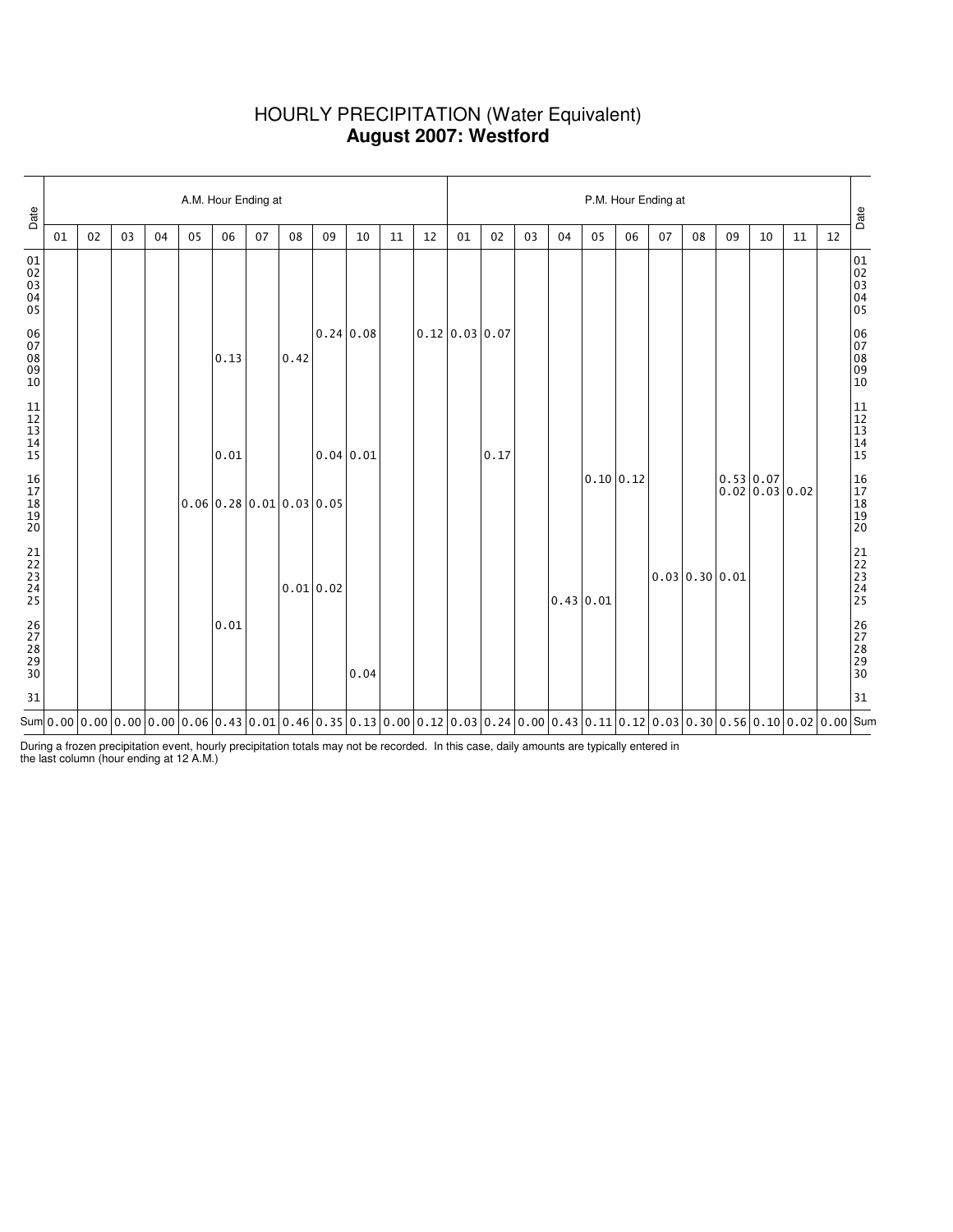# HOURLY PRECIPITATION (Water Equivalent)
## **August 2007: Westford**

| Date | A.M. Hour Ending at | | | | | | | | | | | | P.M. Hour Ending at | | | | | | | | | | | | Date |
|---|---|---|---|---|---|---|---|---|---|---|---|---|---|---|---|---|---|---|---|---|---|---|---|---|---|
| | 01 | 02 | 03 | 04 | 05 | 06 | 07 | 08 | 09 | 10 | 11 | 12 | 01 | 02 | 03 | 04 | 05 | 06 | 07 | 08 | 09 | 10 | 11 | 12 | |
| 01 | | | | | | | | | | | | | | | | | | | | | | | | | 01 |
| 02 | | | | | | | | | | | | | | | | | | | | | | | | | 02 |
| 03 | | | | | | | | | | | | | | | | | | | | | | | | | 03 |
| 04 | | | | | | | | | | | | | | | | | | | | | | | | | 04 |
| 05 | | | | | | | | | | | | | | | | | | | | | | | | | 05 |
| 06 | | | | | | | | | 0.24 | 0.08 | | 0.12 | 0.03 | 0.07 | | | | | | | | | | | 06 |
| 07 | | | | | | | | | | | | | | | | | | | | | | | | | 07 |
| 08 | | | | | | 0.13 | | 0.42 | | | | | | | | | | | | | | | | | 08 |
| 09 | | | | | | | | | | | | | | | | | | | | | | | | | 09 |
| 10 | | | | | | | | | | | | | | | | | | | | | | | | | 10 |
| 11 | | | | | | | | | | | | | | | | | | | | | | | | | 11 |
| 12 | | | | | | | | | | | | | | | | | | | | | | | | | 12 |
| 13 | | | | | | | | | | | | | | | | | | | | | | | | | 13 |
| 14 | | | | | | | | | | | | | | | | | | | | | | | | | 14 |
| 15 | | | | | | 0.01 | | | 0.04 | 0.01 | | | | 0.17 | | | | | | | | | | | 15 |
| 16 | | | | | | | | | | | | | | | | | 0.10 | 0.12 | | | 0.53 | 0.07 | | | 16 |
| 17 | | | | | | | | | | | | | | | | | | | | | 0.02 | 0.03 | 0.02 | | 17 |
| 18 | | | | | 0.06 | 0.28 | 0.01 | 0.03 | 0.05 | | | | | | | | | | | | | | | | 18 |
| 19 | | | | | | | | | | | | | | | | | | | | | | | | | 19 |
| 20 | | | | | | | | | | | | | | | | | | | | | | | | | 20 |
| 21 | | | | | | | | | | | | | | | | | | | | | | | | | 21 |
| 22 | | | | | | | | | | | | | | | | | | | | | | | | | 22 |
| 23 | | | | | | | | | | | | | | | | | | | 0.03 | 0.30 | 0.01 | | | | 23 |
| 24 | | | | | | | | 0.01 | 0.02 | | | | | | | | | | | | | | | | 24 |
| 25 | | | | | | | | | | | | | | | | 0.43 | 0.01 | | | | | | | | 25 |
| 26 | | | | | | 0.01 | | | | | | | | | | | | | | | | | | | 26 |
| 27 | | | | | | | | | | | | | | | | | | | | | | | | | 27 |
| 28 | | | | | | | | | | | | | | | | | | | | | | | | | 28 |
| 29 | | | | | | | | | | | | | | | | | | | | | | | | | 29 |
| 30 | | | | | | | | | | 0.04 | | | | | | | | | | | | | | | 30 |
| 31 | | | | | | | | | | | | | | | | | | | | | | | | | 31 |
| Sum | 0.00 | 0.00 | 0.00 | 0.00 | 0.06 | 0.43 | 0.01 | 0.46 | 0.35 | 0.13 | 0.00 | 0.12 | 0.03 | 0.24 | 0.00 | 0.43 | 0.11 | 0.12 | 0.03 | 0.30 | 0.56 | 0.10 | 0.02 | 0.00 | Sum |

During a frozen precipitation event, hourly precipitation totals may not be recorded. In this case, daily amounts are typically entered in the last column (hour ending at 12 A.M.)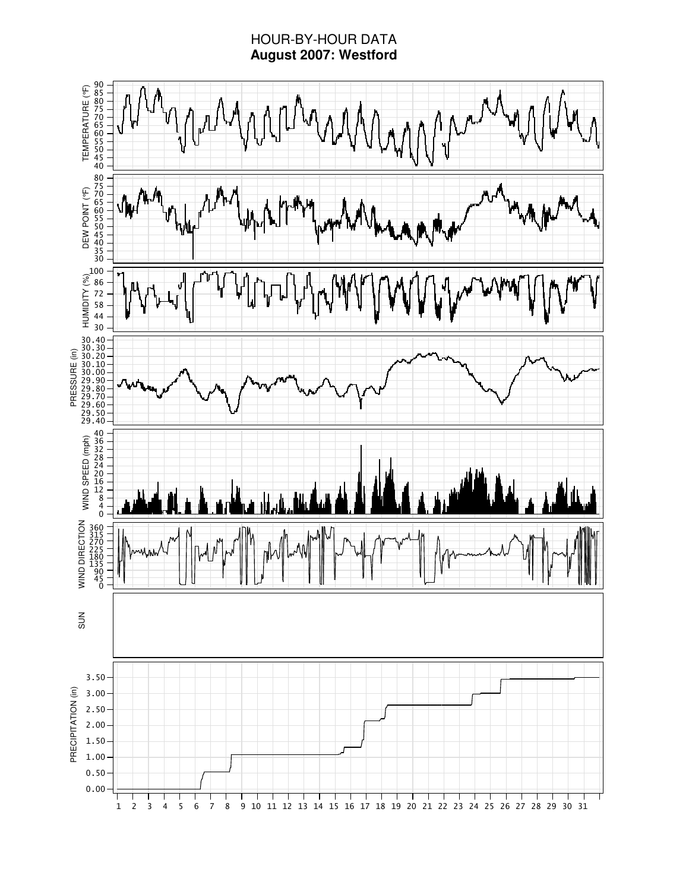# HOUR-BY-HOUR DATA

## August 2007: Westford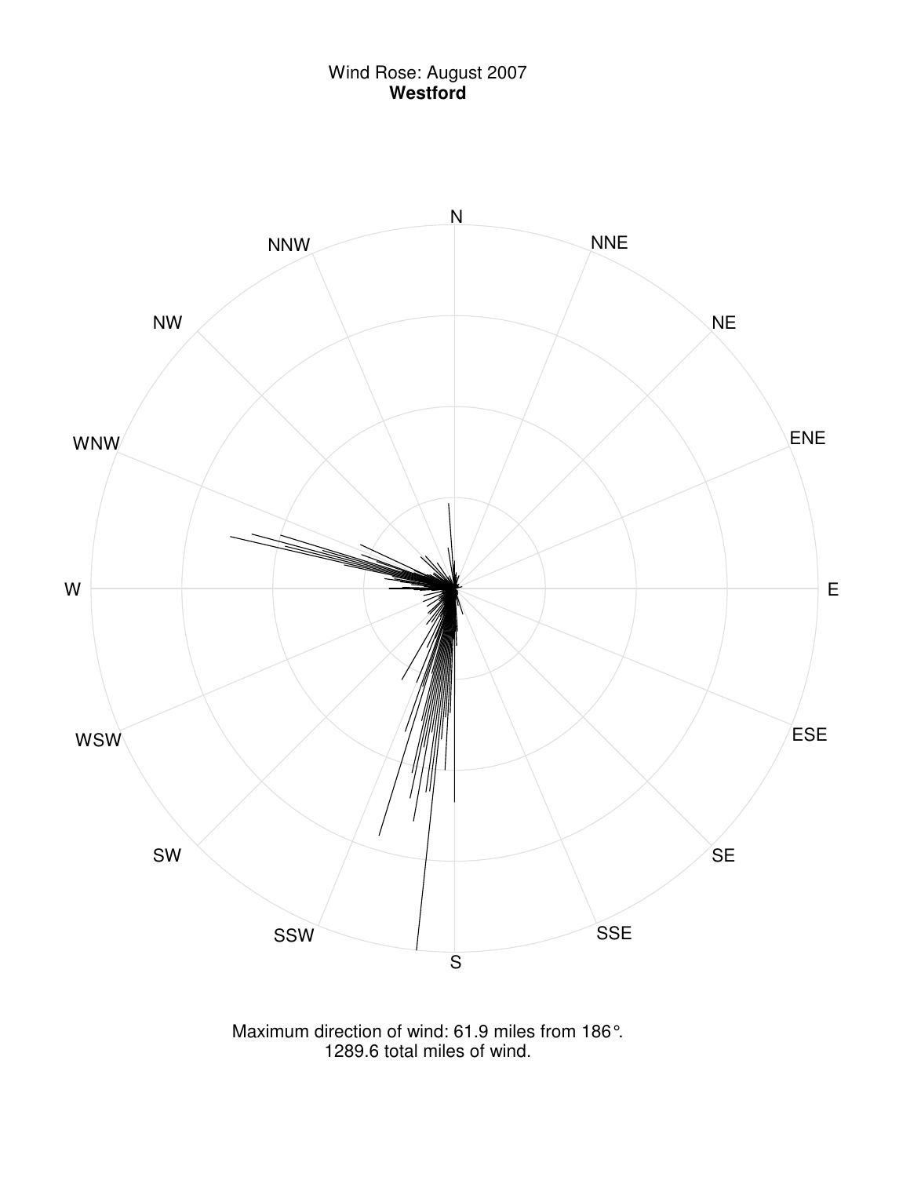Wind Rose: August 2007

**Westford**

N

NNE

NE

ENE

E

ESE

SE

SSE

S

SSW

SW

WSW

W

WNW

NW

NNW

Maximum direction of wind: 61.9 miles from 186°.
1289.6 total miles of wind.